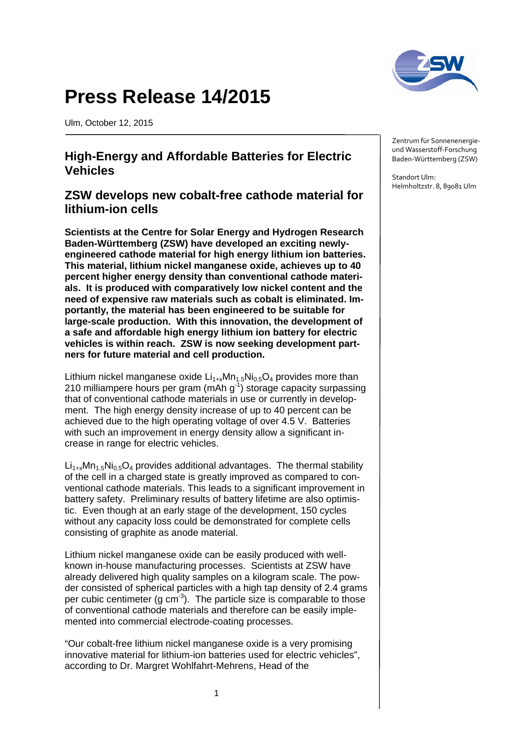# Press Release 14/2015

Ulm, October 12, 2015

Zentrum für Sonnenenergie- und Wasserstoff-Forschung Baden-Württemberg (ZSW)

Standort Ulm:
Helmholtzstr. 8, 89081 Ulm

## High-Energy and Affordable Batteries for Electric Vehicles

## ZSW develops new cobalt-free cathode material for lithium-ion cells

**Scientists at the Centre for Solar Energy and Hydrogen Research Baden-Württemberg (ZSW) have developed an exciting newly-engineered cathode material for high energy lithium ion batteries. This material, lithium nickel manganese oxide, achieves up to 40 percent higher energy density than conventional cathode materials. It is produced with comparatively low nickel content and the need of expensive raw materials such as cobalt is eliminated. Importantly, the material has been engineered to be suitable for large-scale production. With this innovation, the development of a safe and affordable high energy lithium ion battery for electric vehicles is within reach. ZSW is now seeking development partners for future material and cell production.**

Lithium nickel manganese oxide $Li_{1+x}Mn_{1.5}Ni_{0.5}O_4$ provides more than 210 milliampere hours per gram (mAh $g^{-1}$) storage capacity surpassing that of conventional cathode materials in use or currently in development. The high energy density increase of up to 40 percent can be achieved due to the high operating voltage of over 4.5 V. Batteries with such an improvement in energy density allow a significant increase in range for electric vehicles.

$Li_{1+x}Mn_{1.5}Ni_{0.5}O_4$ provides additional advantages. The thermal stability of the cell in a charged state is greatly improved as compared to conventional cathode materials. This leads to a significant improvement in battery safety. Preliminary results of battery lifetime are also optimistic. Even though at an early stage of the development, 150 cycles without any capacity loss could be demonstrated for complete cells consisting of graphite as anode material.

Lithium nickel manganese oxide can be easily produced with well-known in-house manufacturing processes. Scientists at ZSW have already delivered high quality samples on a kilogram scale. The powder consisted of spherical particles with a high tap density of 2.4 grams per cubic centimeter (g $cm^{-3}$). The particle size is comparable to those of conventional cathode materials and therefore can be easily implemented into commercial electrode-coating processes.

“Our cobalt-free lithium nickel manganese oxide is a very promising innovative material for lithium-ion batteries used for electric vehicles”, according to Dr. Margret Wohlfahrt-Mehrens, Head of the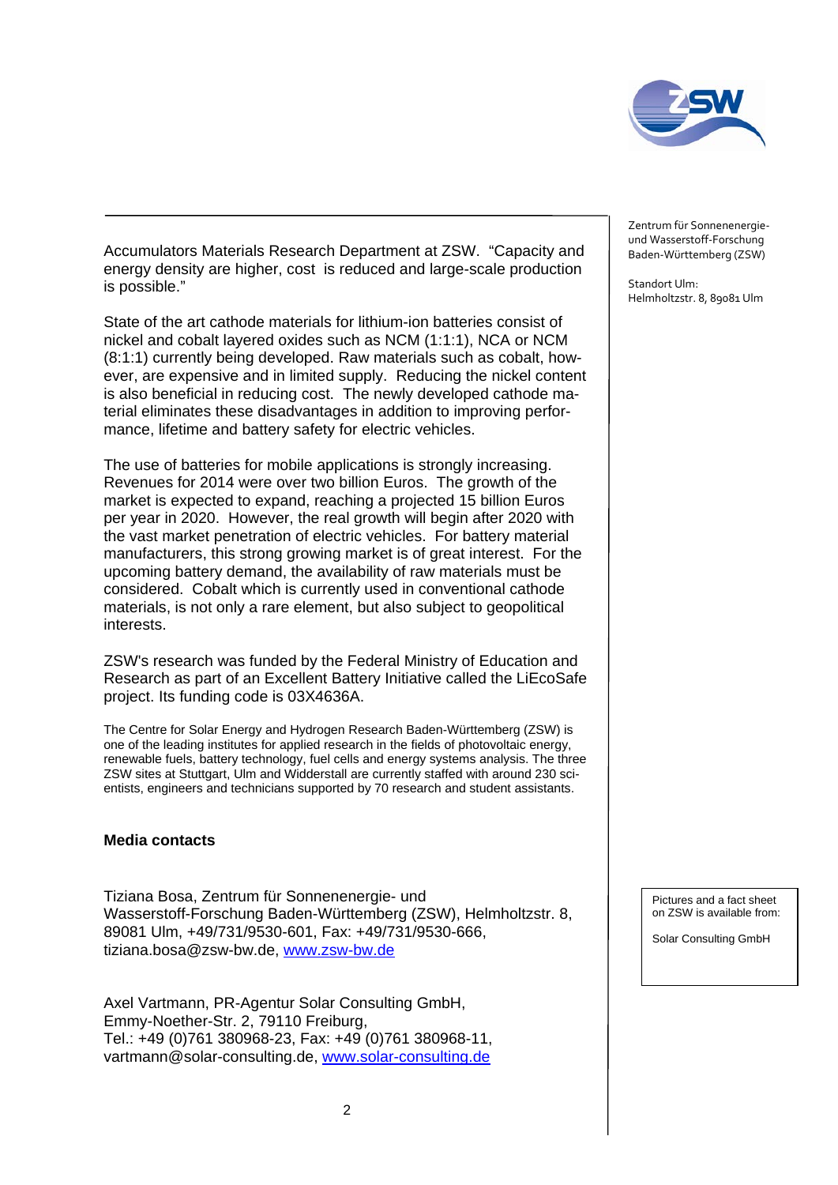Zentrum für Sonnenenergie- und Wasserstoff-Forschung Baden-Württemberg (ZSW)

Standort Ulm:
Helmholtzstr. 8, 89081 Ulm

Accumulators Materials Research Department at ZSW. "Capacity and energy density are higher, cost is reduced and large-scale production is possible."

State of the art cathode materials for lithium-ion batteries consist of nickel and cobalt layered oxides such as NCM (1:1:1), NCA or NCM (8:1:1) currently being developed. Raw materials such as cobalt, however, are expensive and in limited supply. Reducing the nickel content is also beneficial in reducing cost. The newly developed cathode material eliminates these disadvantages in addition to improving performance, lifetime and battery safety for electric vehicles.

The use of batteries for mobile applications is strongly increasing. Revenues for 2014 were over two billion Euros. The growth of the market is expected to expand, reaching a projected 15 billion Euros per year in 2020. However, the real growth will begin after 2020 with the vast market penetration of electric vehicles. For battery material manufacturers, this strong growing market is of great interest. For the upcoming battery demand, the availability of raw materials must be considered. Cobalt which is currently used in conventional cathode materials, is not only a rare element, but also subject to geopolitical interests.

ZSW's research was funded by the Federal Ministry of Education and Research as part of an Excellent Battery Initiative called the LiEcoSafe project. Its funding code is 03X4636A.

The Centre for Solar Energy and Hydrogen Research Baden-Württemberg (ZSW) is one of the leading institutes for applied research in the fields of photovoltaic energy, renewable fuels, battery technology, fuel cells and energy systems analysis. The three ZSW sites at Stuttgart, Ulm and Widderstall are currently staffed with around 230 scientists, engineers and technicians supported by 70 research and student assistants.

**Media contacts**

Tiziana Bosa, Zentrum für Sonnenenergie- und Wasserstoff-Forschung Baden-Württemberg (ZSW), Helmholtzstr. 8, 89081 Ulm, +49/731/9530-601, Fax: +49/731/9530-666, tiziana.bosa@zsw-bw.de, www.zsw-bw.de

Axel Vartmann, PR-Agentur Solar Consulting GmbH, Emmy-Noether-Str. 2, 79110 Freiburg,
Tel.: +49 (0)761 380968-23, Fax: +49 (0)761 380968-11, vartmann@solar-consulting.de, www.solar-consulting.de

Pictures and a fact sheet on ZSW is available from:

Solar Consulting GmbH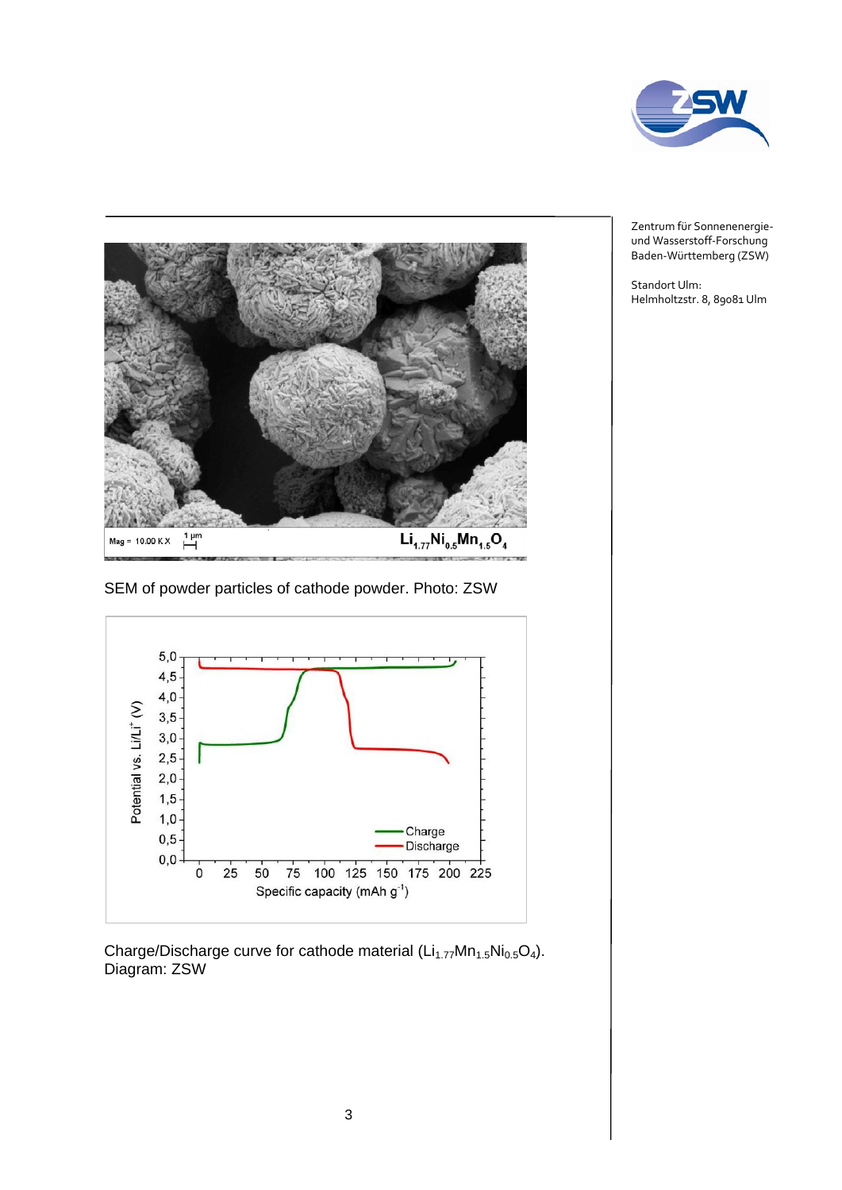Zentrum für Sonnenenergie- und Wasserstoff-Forschung Baden-Württemberg (ZSW)

Standort Ulm:
Helmholtzstr. 8, 89081 Ulm

SEM of powder particles of cathode powder. Photo: ZSW

Charge/Discharge curve for cathode material ($Li_{1.77}Mn_{1.5}Ni_{0.5}O_4$). Diagram: ZSW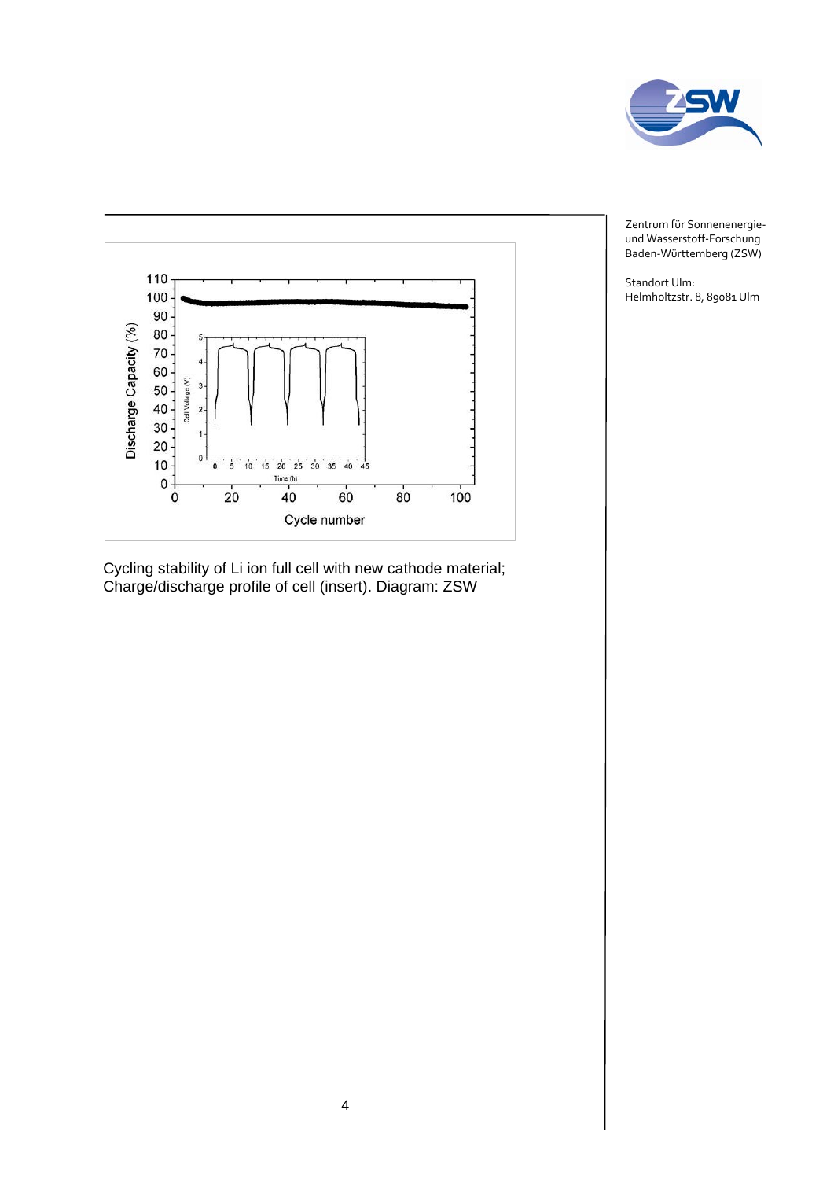Zentrum für Sonnenenergie- und Wasserstoff-Forschung Baden-Württemberg (ZSW)

Standort Ulm:
Helmholtzstr. 8, 89081 Ulm

Discharge Capacity (%)

110
100
90
80
70
60
50
40
30
20
10
0

0 20 40 60 80 100

Cycle number

Cell Voltage (V)

5
4
3
2
1
0

0 5 10 15 20 25 30 35 40 45

Time (h)

Cycling stability of Li ion full cell with new cathode material; Charge/discharge profile of cell (insert). Diagram: ZSW